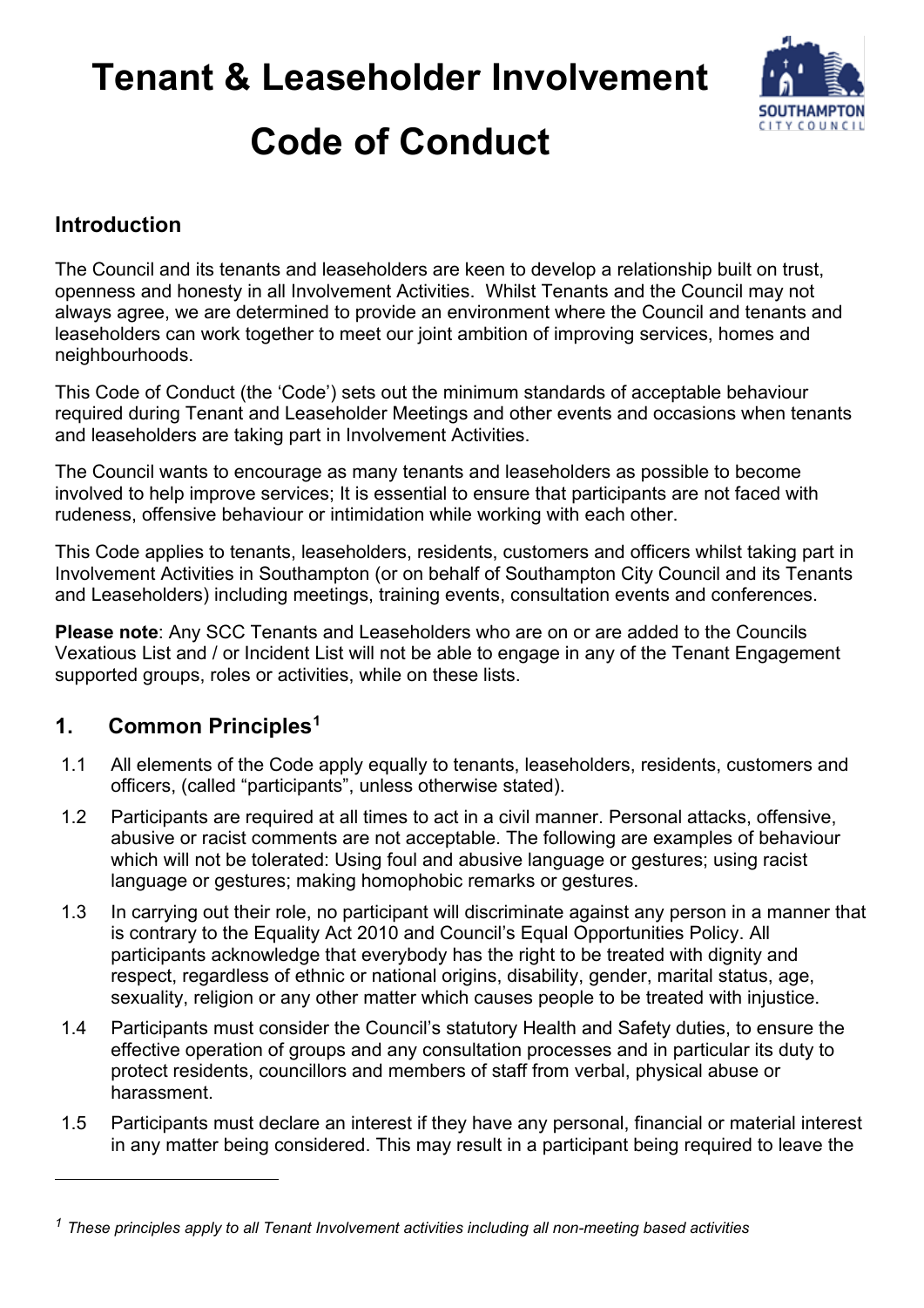# Tenant & Leaseholder Involvement Code of Conduct

## Introduction

The Council and its tenants and leaseholders are keen to develop a relationship built on trust, openness and honesty in all Involvement Activities. Whilst Tenants and the Council may not always agree, we are determined to provide an environment where the Council and tenants and leaseholders can work together to meet our joint ambition of improving services, homes and neighbourhoods.

This Code of Conduct (the 'Code') sets out the minimum standards of acceptable behaviour required during Tenant and Leaseholder Meetings and other events and occasions when tenants and leaseholders are taking part in Involvement Activities.

The Council wants to encourage as many tenants and leaseholders as possible to become involved to help improve services; It is essential to ensure that participants are not faced with rudeness, offensive behaviour or intimidation while working with each other.

This Code applies to tenants, leaseholders, residents, customers and officers whilst taking part in Involvement Activities in Southampton (or on behalf of Southampton City Council and its Tenants and Leaseholders) including meetings, training events, consultation events and conferences.

**Please note**: Any SCC Tenants and Leaseholders who are on or are added to the Councils Vexatious List and / or Incident List will not be able to engage in any of the Tenant Engagement supported groups, roles or activities, while on these lists.

## 1. Common Principles[1]

1.1 All elements of the Code apply equally to tenants, leaseholders, residents, customers and officers, (called "participants", unless otherwise stated).

1.2 Participants are required at all times to act in a civil manner. Personal attacks, offensive, abusive or racist comments are not acceptable. The following are examples of behaviour which will not be tolerated: Using foul and abusive language or gestures; using racist language or gestures; making homophobic remarks or gestures.

1.3 In carrying out their role, no participant will discriminate against any person in a manner that is contrary to the Equality Act 2010 and Council's Equal Opportunities Policy. All participants acknowledge that everybody has the right to be treated with dignity and respect, regardless of ethnic or national origins, disability, gender, marital status, age, sexuality, religion or any other matter which causes people to be treated with injustice.

1.4 Participants must consider the Council's statutory Health and Safety duties, to ensure the effective operation of groups and any consultation processes and in particular its duty to protect residents, councillors and members of staff from verbal, physical abuse or harassment.

1.5 Participants must declare an interest if they have any personal, financial or material interest in any matter being considered. This may result in a participant being required to leave the

---

[1] *These principles apply to all Tenant Involvement activities including all non-meeting based activities*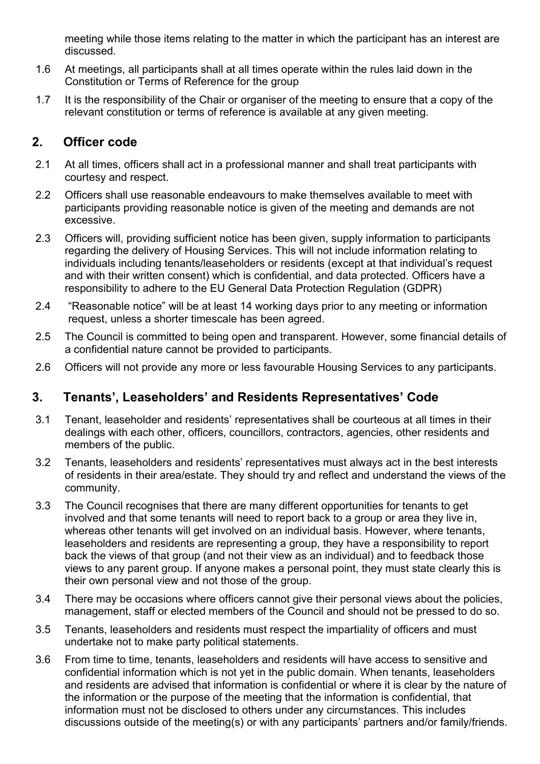meeting while those items relating to the matter in which the participant has an interest are discussed.

1.6 At meetings, all participants shall at all times operate within the rules laid down in the Constitution or Terms of Reference for the group

1.7 It is the responsibility of the Chair or organiser of the meeting to ensure that a copy of the relevant constitution or terms of reference is available at any given meeting.

## 2. Officer code

2.1 At all times, officers shall act in a professional manner and shall treat participants with courtesy and respect.

2.2 Officers shall use reasonable endeavours to make themselves available to meet with participants providing reasonable notice is given of the meeting and demands are not excessive.

2.3 Officers will, providing sufficient notice has been given, supply information to participants regarding the delivery of Housing Services. This will not include information relating to individuals including tenants/leaseholders or residents (except at that individual's request and with their written consent) which is confidential, and data protected. Officers have a responsibility to adhere to the EU General Data Protection Regulation (GDPR)

2.4 "Reasonable notice" will be at least 14 working days prior to any meeting or information request, unless a shorter timescale has been agreed.

2.5 The Council is committed to being open and transparent. However, some financial details of a confidential nature cannot be provided to participants.

2.6 Officers will not provide any more or less favourable Housing Services to any participants.

## 3. Tenants', Leaseholders' and Residents Representatives' Code

3.1 Tenant, leaseholder and residents' representatives shall be courteous at all times in their dealings with each other, officers, councillors, contractors, agencies, other residents and members of the public.

3.2 Tenants, leaseholders and residents' representatives must always act in the best interests of residents in their area/estate. They should try and reflect and understand the views of the community.

3.3 The Council recognises that there are many different opportunities for tenants to get involved and that some tenants will need to report back to a group or area they live in, whereas other tenants will get involved on an individual basis. However, where tenants, leaseholders and residents are representing a group, they have a responsibility to report back the views of that group (and not their view as an individual) and to feedback those views to any parent group. If anyone makes a personal point, they must state clearly this is their own personal view and not those of the group.

3.4 There may be occasions where officers cannot give their personal views about the policies, management, staff or elected members of the Council and should not be pressed to do so.

3.5 Tenants, leaseholders and residents must respect the impartiality of officers and must undertake not to make party political statements.

3.6 From time to time, tenants, leaseholders and residents will have access to sensitive and confidential information which is not yet in the public domain. When tenants, leaseholders and residents are advised that information is confidential or where it is clear by the nature of the information or the purpose of the meeting that the information is confidential, that information must not be disclosed to others under any circumstances. This includes discussions outside of the meeting(s) or with any participants' partners and/or family/friends.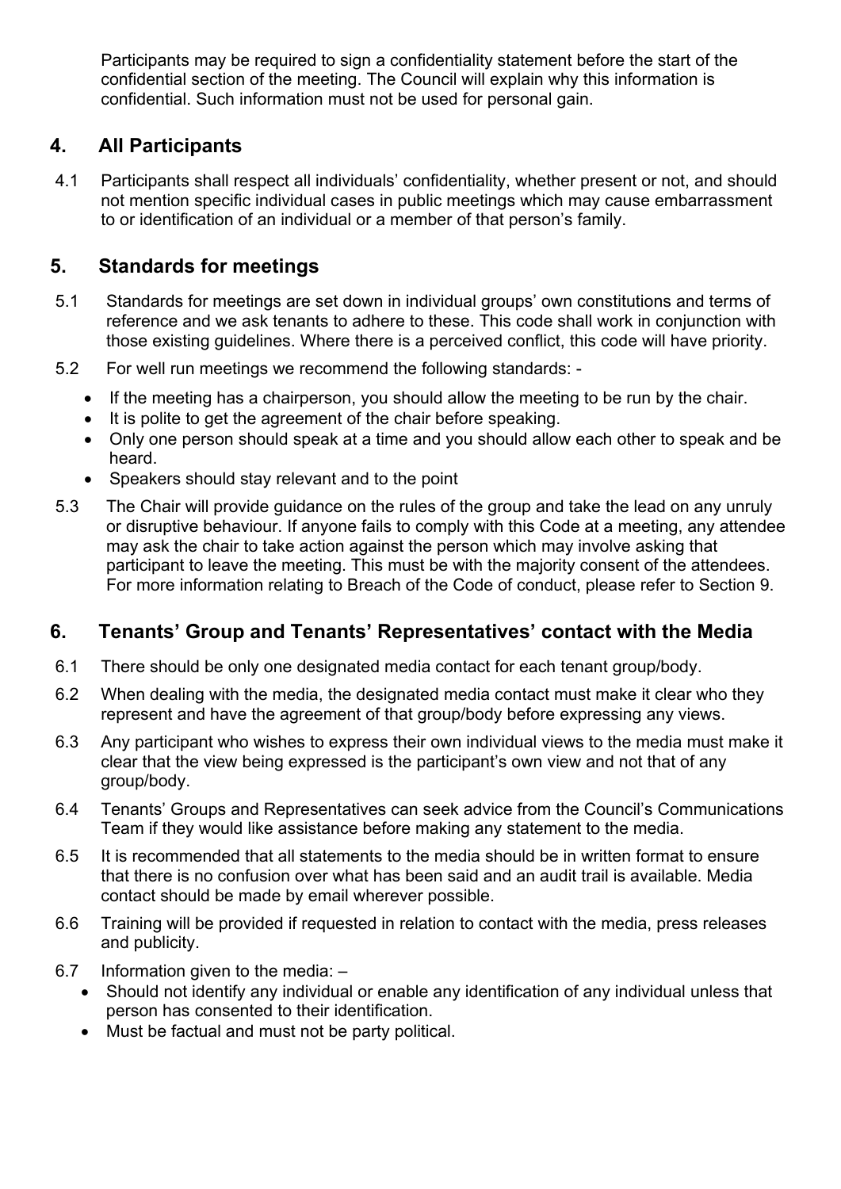Participants may be required to sign a confidentiality statement before the start of the confidential section of the meeting. The Council will explain why this information is confidential. Such information must not be used for personal gain.

## 4. All Participants

4.1 Participants shall respect all individuals' confidentiality, whether present or not, and should not mention specific individual cases in public meetings which may cause embarrassment to or identification of an individual or a member of that person's family.

## 5. Standards for meetings

5.1 Standards for meetings are set down in individual groups' own constitutions and terms of reference and we ask tenants to adhere to these. This code shall work in conjunction with those existing guidelines. Where there is a perceived conflict, this code will have priority.

5.2 For well run meetings we recommend the following standards: -

- If the meeting has a chairperson, you should allow the meeting to be run by the chair.
- It is polite to get the agreement of the chair before speaking.
- Only one person should speak at a time and you should allow each other to speak and be heard.
- Speakers should stay relevant and to the point

5.3 The Chair will provide guidance on the rules of the group and take the lead on any unruly or disruptive behaviour. If anyone fails to comply with this Code at a meeting, any attendee may ask the chair to take action against the person which may involve asking that participant to leave the meeting. This must be with the majority consent of the attendees. For more information relating to Breach of the Code of conduct, please refer to Section 9.

## 6. Tenants' Group and Tenants' Representatives' contact with the Media

6.1 There should be only one designated media contact for each tenant group/body.

6.2 When dealing with the media, the designated media contact must make it clear who they represent and have the agreement of that group/body before expressing any views.

6.3 Any participant who wishes to express their own individual views to the media must make it clear that the view being expressed is the participant's own view and not that of any group/body.

6.4 Tenants' Groups and Representatives can seek advice from the Council's Communications Team if they would like assistance before making any statement to the media.

6.5 It is recommended that all statements to the media should be in written format to ensure that there is no confusion over what has been said and an audit trail is available. Media contact should be made by email wherever possible.

6.6 Training will be provided if requested in relation to contact with the media, press releases and publicity.

6.7 Information given to the media: –

- Should not identify any individual or enable any identification of any individual unless that person has consented to their identification.
- Must be factual and must not be party political.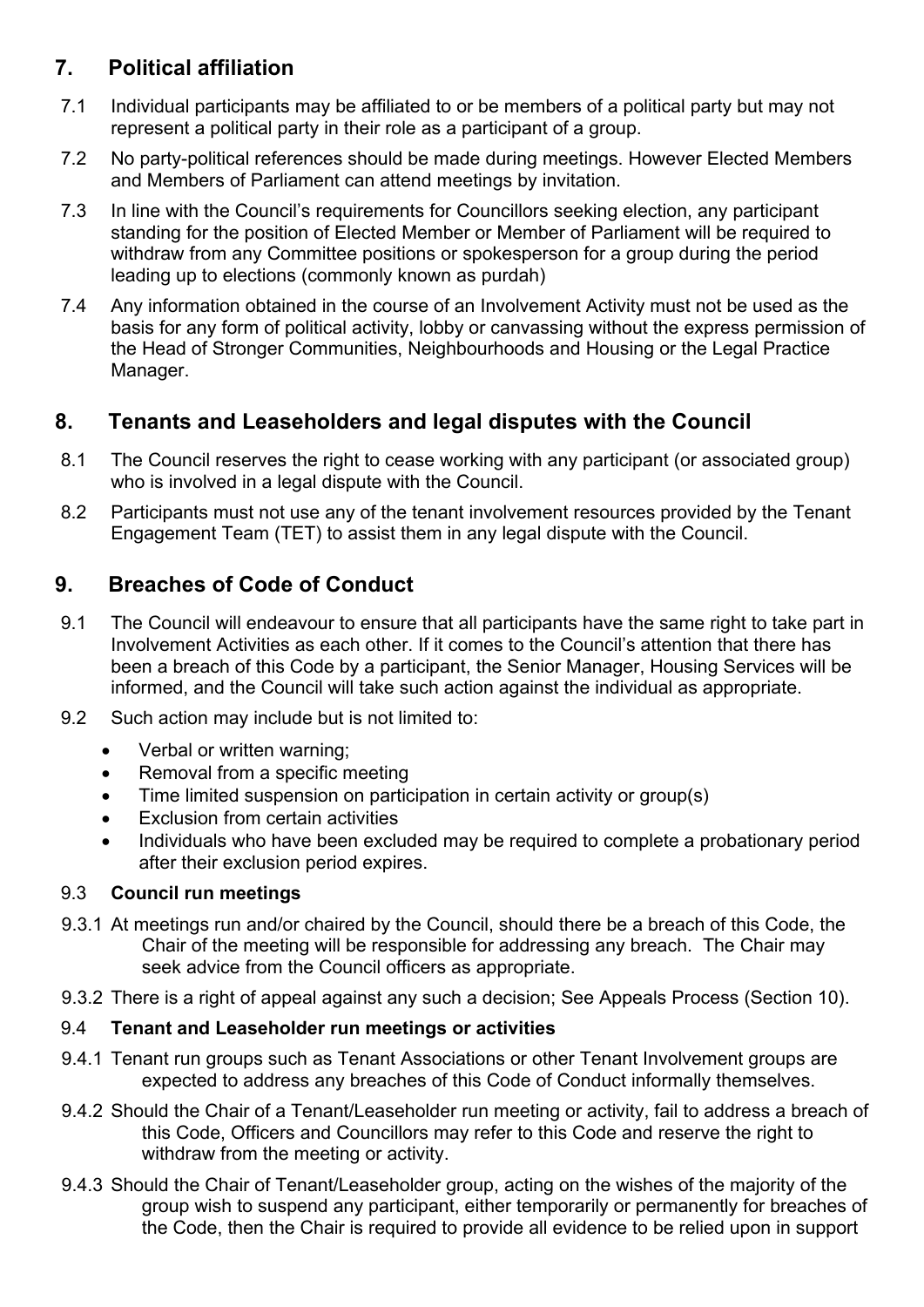## 7. Political affiliation

7.1 Individual participants may be affiliated to or be members of a political party but may not represent a political party in their role as a participant of a group.

7.2 No party-political references should be made during meetings. However Elected Members and Members of Parliament can attend meetings by invitation.

7.3 In line with the Council's requirements for Councillors seeking election, any participant standing for the position of Elected Member or Member of Parliament will be required to withdraw from any Committee positions or spokesperson for a group during the period leading up to elections (commonly known as purdah)

7.4 Any information obtained in the course of an Involvement Activity must not be used as the basis for any form of political activity, lobby or canvassing without the express permission of the Head of Stronger Communities, Neighbourhoods and Housing or the Legal Practice Manager.

## 8. Tenants and Leaseholders and legal disputes with the Council

8.1 The Council reserves the right to cease working with any participant (or associated group) who is involved in a legal dispute with the Council.

8.2 Participants must not use any of the tenant involvement resources provided by the Tenant Engagement Team (TET) to assist them in any legal dispute with the Council.

## 9. Breaches of Code of Conduct

9.1 The Council will endeavour to ensure that all participants have the same right to take part in Involvement Activities as each other. If it comes to the Council's attention that there has been a breach of this Code by a participant, the Senior Manager, Housing Services will be informed, and the Council will take such action against the individual as appropriate.

9.2 Such action may include but is not limited to:

- Verbal or written warning;
- Removal from a specific meeting
- Time limited suspension on participation in certain activity or group(s)
- Exclusion from certain activities
- Individuals who have been excluded may be required to complete a probationary period after their exclusion period expires.

9.3 **Council run meetings**

9.3.1 At meetings run and/or chaired by the Council, should there be a breach of this Code, the Chair of the meeting will be responsible for addressing any breach. The Chair may seek advice from the Council officers as appropriate.

9.3.2 There is a right of appeal against any such a decision; See Appeals Process (Section 10).

9.4 **Tenant and Leaseholder run meetings or activities**

9.4.1 Tenant run groups such as Tenant Associations or other Tenant Involvement groups are expected to address any breaches of this Code of Conduct informally themselves.

9.4.2 Should the Chair of a Tenant/Leaseholder run meeting or activity, fail to address a breach of this Code, Officers and Councillors may refer to this Code and reserve the right to withdraw from the meeting or activity.

9.4.3 Should the Chair of Tenant/Leaseholder group, acting on the wishes of the majority of the group wish to suspend any participant, either temporarily or permanently for breaches of the Code, then the Chair is required to provide all evidence to be relied upon in support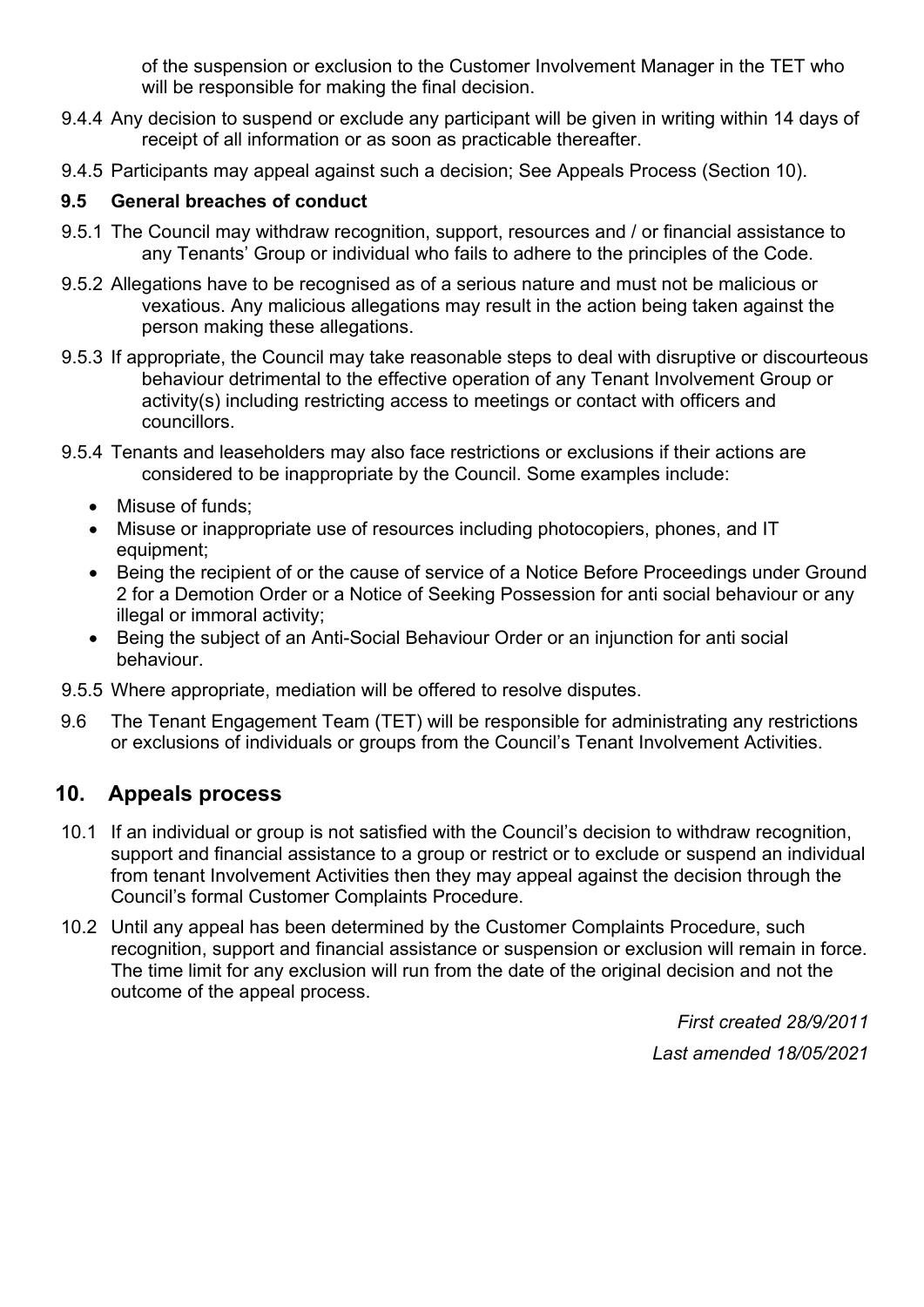of the suspension or exclusion to the Customer Involvement Manager in the TET who will be responsible for making the final decision.

9.4.4 Any decision to suspend or exclude any participant will be given in writing within 14 days of receipt of all information or as soon as practicable thereafter.

9.4.5 Participants may appeal against such a decision; See Appeals Process (Section 10).

**9.5 General breaches of conduct**

9.5.1 The Council may withdraw recognition, support, resources and / or financial assistance to any Tenants' Group or individual who fails to adhere to the principles of the Code.

9.5.2 Allegations have to be recognised as of a serious nature and must not be malicious or vexatious. Any malicious allegations may result in the action being taken against the person making these allegations.

9.5.3 If appropriate, the Council may take reasonable steps to deal with disruptive or discourteous behaviour detrimental to the effective operation of any Tenant Involvement Group or activity(s) including restricting access to meetings or contact with officers and councillors.

9.5.4 Tenants and leaseholders may also face restrictions or exclusions if their actions are considered to be inappropriate by the Council. Some examples include:

- Misuse of funds;
- Misuse or inappropriate use of resources including photocopiers, phones, and IT equipment;
- Being the recipient of or the cause of service of a Notice Before Proceedings under Ground 2 for a Demotion Order or a Notice of Seeking Possession for anti social behaviour or any illegal or immoral activity;
- Being the subject of an Anti-Social Behaviour Order or an injunction for anti social behaviour.

9.5.5 Where appropriate, mediation will be offered to resolve disputes.

9.6 The Tenant Engagement Team (TET) will be responsible for administrating any restrictions or exclusions of individuals or groups from the Council's Tenant Involvement Activities.

## 10. Appeals process

10.1 If an individual or group is not satisfied with the Council's decision to withdraw recognition, support and financial assistance to a group or restrict or to exclude or suspend an individual from tenant Involvement Activities then they may appeal against the decision through the Council's formal Customer Complaints Procedure.

10.2 Until any appeal has been determined by the Customer Complaints Procedure, such recognition, support and financial assistance or suspension or exclusion will remain in force. The time limit for any exclusion will run from the date of the original decision and not the outcome of the appeal process.

*First created 28/9/2011*

*Last amended 18/05/2021*